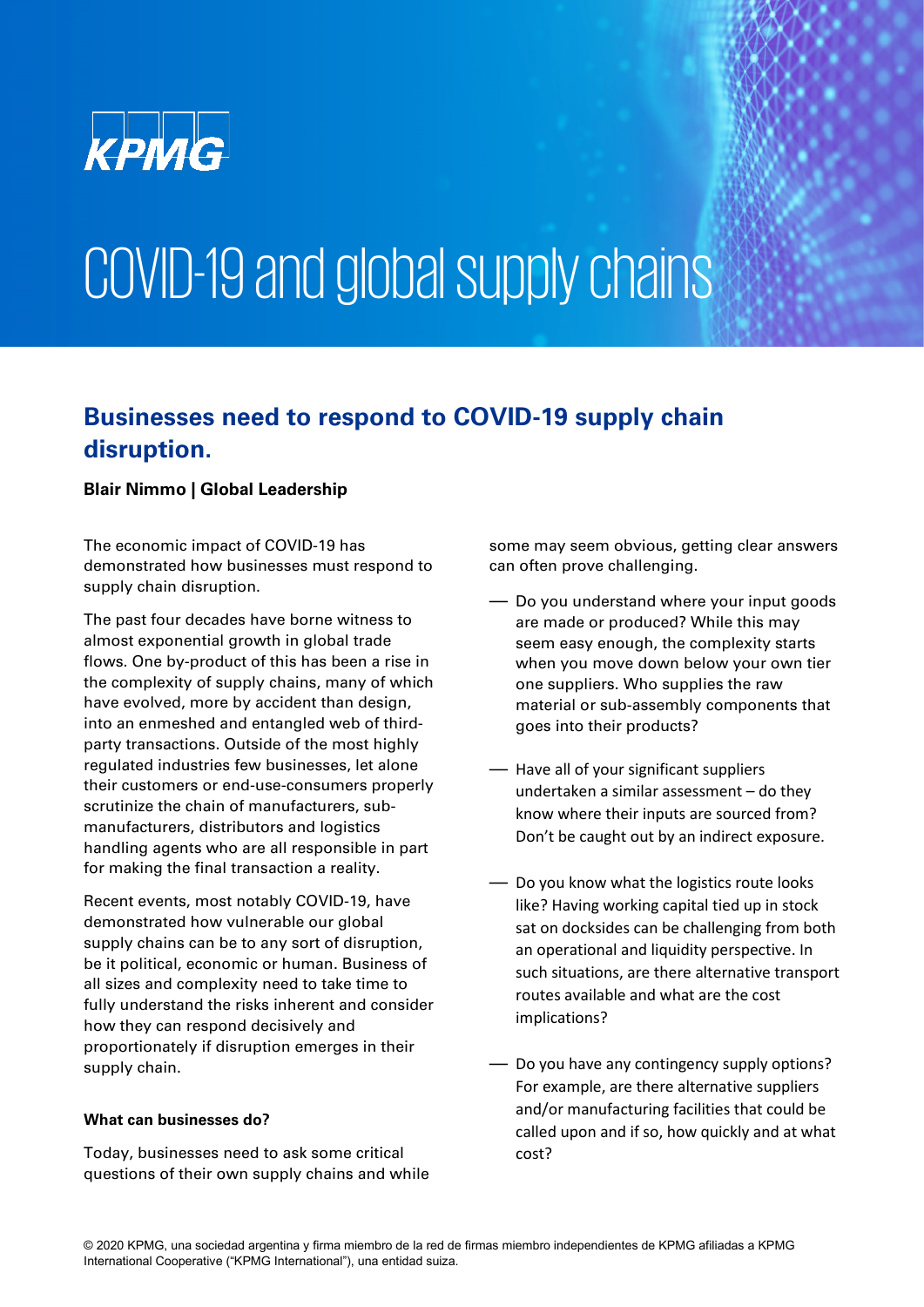KPMG

# COVID-19 and global supply chains

## Businesses need to respond to COVID-19 supply chain disruption.

**Blair Nimmo | Global Leadership**

The economic impact of COVID-19 has demonstrated how businesses must respond to supply chain disruption.

The past four decades have borne witness to almost exponential growth in global trade flows. One by-product of this has been a rise in the complexity of supply chains, many of which have evolved, more by accident than design, into an enmeshed and entangled web of third-party transactions. Outside of the most highly regulated industries few businesses, let alone their customers or end-use-consumers properly scrutinize the chain of manufacturers, sub-manufacturers, distributors and logistics handling agents who are all responsible in part for making the final transaction a reality.

Recent events, most notably COVID-19, have demonstrated how vulnerable our global supply chains can be to any sort of disruption, be it political, economic or human. Business of all sizes and complexity need to take time to fully understand the risks inherent and consider how they can respond decisively and proportionately if disruption emerges in their supply chain.

### What can businesses do?

Today, businesses need to ask some critical questions of their own supply chains and while some may seem obvious, getting clear answers can often prove challenging.

- Do you understand where your input goods are made or produced? While this may seem easy enough, the complexity starts when you move down below your own tier one suppliers. Who supplies the raw material or sub-assembly components that goes into their products?
- Have all of your significant suppliers undertaken a similar assessment – do they know where their inputs are sourced from? Don't be caught out by an indirect exposure.
- Do you know what the logistics route looks like? Having working capital tied up in stock sat on docksides can be challenging from both an operational and liquidity perspective. In such situations, are there alternative transport routes available and what are the cost implications?
- Do you have any contingency supply options? For example, are there alternative suppliers and/or manufacturing facilities that could be called upon and if so, how quickly and at what cost?

© 2020 KPMG, una sociedad argentina y firma miembro de la red de firmas miembro independientes de KPMG afiliadas a KPMG International Cooperative ("KPMG International"), una entidad suiza.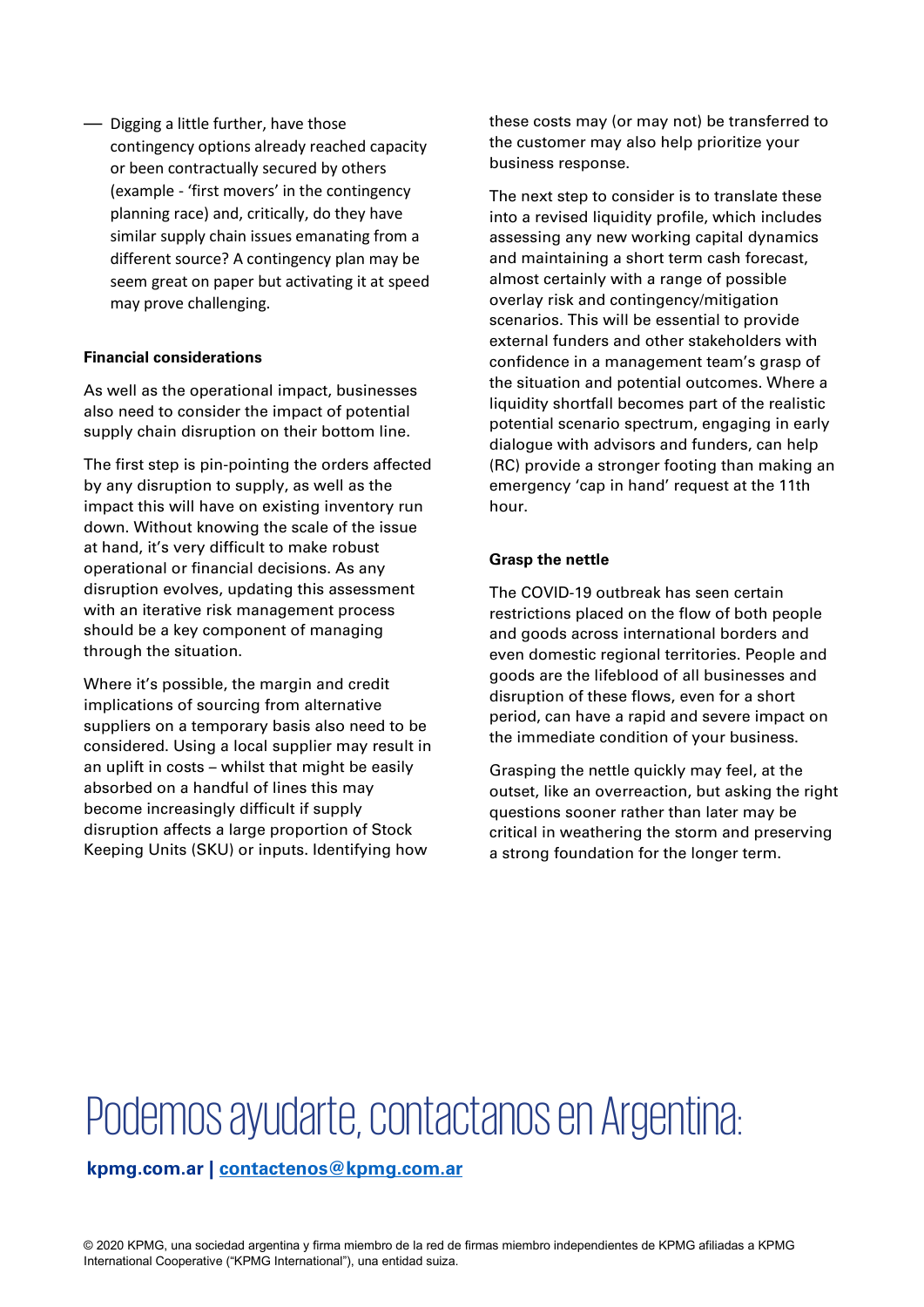- Digging a little further, have those contingency options already reached capacity or been contractually secured by others (example - 'first movers' in the contingency planning race) and, critically, do they have similar supply chain issues emanating from a different source? A contingency plan may be seem great on paper but activating it at speed may prove challenging.

**Financial considerations**

As well as the operational impact, businesses also need to consider the impact of potential supply chain disruption on their bottom line.

The first step is pin-pointing the orders affected by any disruption to supply, as well as the impact this will have on existing inventory run down. Without knowing the scale of the issue at hand, it's very difficult to make robust operational or financial decisions. As any disruption evolves, updating this assessment with an iterative risk management process should be a key component of managing through the situation.

Where it's possible, the margin and credit implications of sourcing from alternative suppliers on a temporary basis also need to be considered. Using a local supplier may result in an uplift in costs – whilst that might be easily absorbed on a handful of lines this may become increasingly difficult if supply disruption affects a large proportion of Stock Keeping Units (SKU) or inputs. Identifying how these costs may (or may not) be transferred to the customer may also help prioritize your business response.

The next step to consider is to translate these into a revised liquidity profile, which includes assessing any new working capital dynamics and maintaining a short term cash forecast, almost certainly with a range of possible overlay risk and contingency/mitigation scenarios. This will be essential to provide external funders and other stakeholders with confidence in a management team's grasp of the situation and potential outcomes. Where a liquidity shortfall becomes part of the realistic potential scenario spectrum, engaging in early dialogue with advisors and funders, can help (RC) provide a stronger footing than making an emergency 'cap in hand' request at the 11th hour.

**Grasp the nettle**

The COVID-19 outbreak has seen certain restrictions placed on the flow of both people and goods across international borders and even domestic regional territories. People and goods are the lifeblood of all businesses and disruption of these flows, even for a short period, can have a rapid and severe impact on the immediate condition of your business.

Grasping the nettle quickly may feel, at the outset, like an overreaction, but asking the right questions sooner rather than later may be critical in weathering the storm and preserving a strong foundation for the longer term.

# Podemos ayudarte, contactanos en Argentina:

**kpmg.com.ar | contactenos@kpmg.com.ar**

© 2020 KPMG, una sociedad argentina y firma miembro de la red de firmas miembro independientes de KPMG afiliadas a KPMG International Cooperative ("KPMG International"), una entidad suiza.